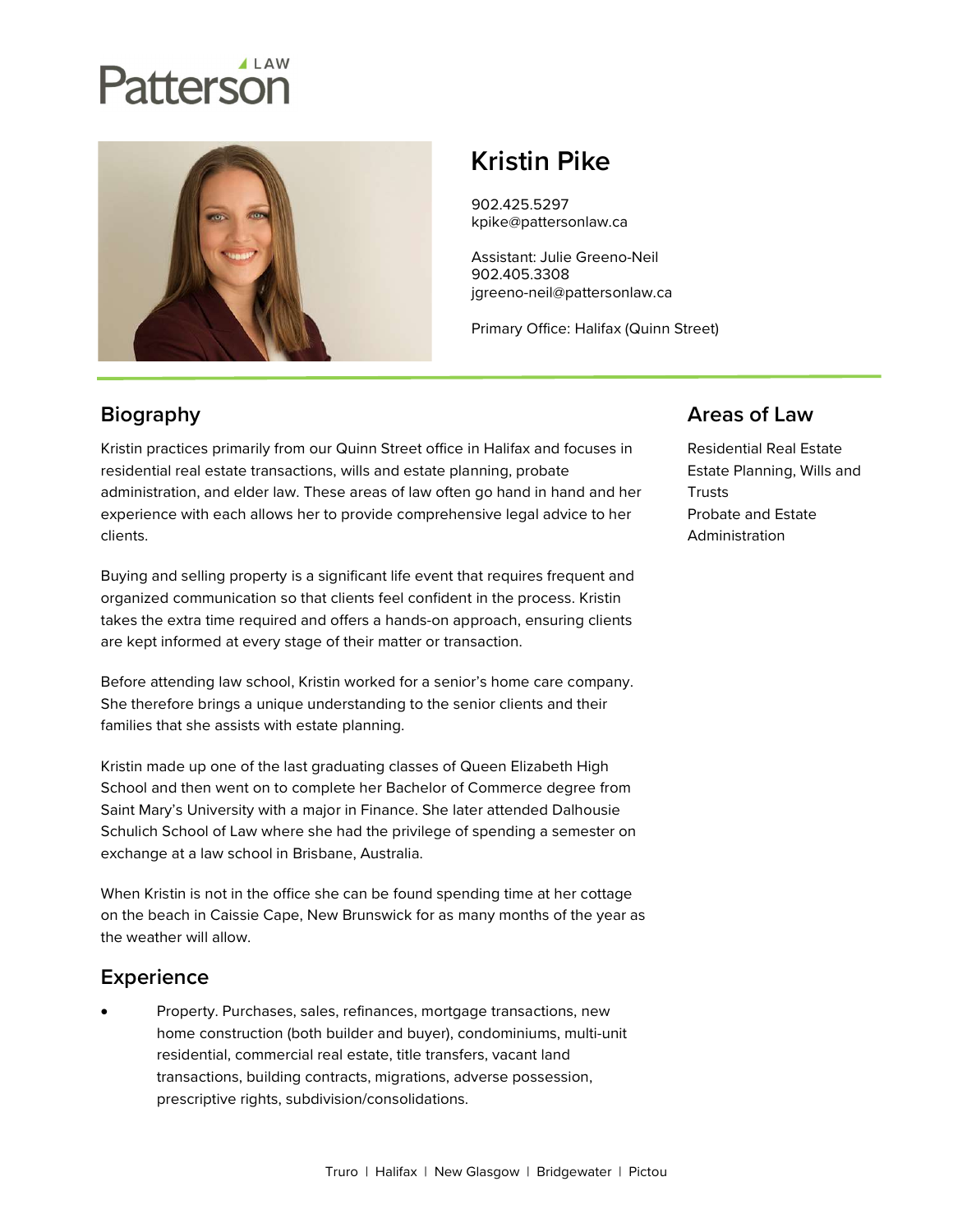# Patterson LAW

## Kristin Pike

902.425.5297
kpike@pattersonlaw.ca

Assistant: Julie Greeno-Neil
902.405.3308
jgreeno-neil@pattersonlaw.ca

Primary Office: Halifax (Quinn Street)

## Biography

Kristin practices primarily from our Quinn Street office in Halifax and focuses in residential real estate transactions, wills and estate planning, probate administration, and elder law. These areas of law often go hand in hand and her experience with each allows her to provide comprehensive legal advice to her clients.

Buying and selling property is a significant life event that requires frequent and organized communication so that clients feel confident in the process. Kristin takes the extra time required and offers a hands-on approach, ensuring clients are kept informed at every stage of their matter or transaction.

Before attending law school, Kristin worked for a senior's home care company. She therefore brings a unique understanding to the senior clients and their families that she assists with estate planning.

Kristin made up one of the last graduating classes of Queen Elizabeth High School and then went on to complete her Bachelor of Commerce degree from Saint Mary's University with a major in Finance. She later attended Dalhousie Schulich School of Law where she had the privilege of spending a semester on exchange at a law school in Brisbane, Australia.

When Kristin is not in the office she can be found spending time at her cottage on the beach in Caissie Cape, New Brunswick for as many months of the year as the weather will allow.

## Areas of Law

Residential Real Estate
Estate Planning, Wills and Trusts
Probate and Estate Administration

## Experience

- Property. Purchases, sales, refinances, mortgage transactions, new home construction (both builder and buyer), condominiums, multi-unit residential, commercial real estate, title transfers, vacant land transactions, building contracts, migrations, adverse possession, prescriptive rights, subdivision/consolidations.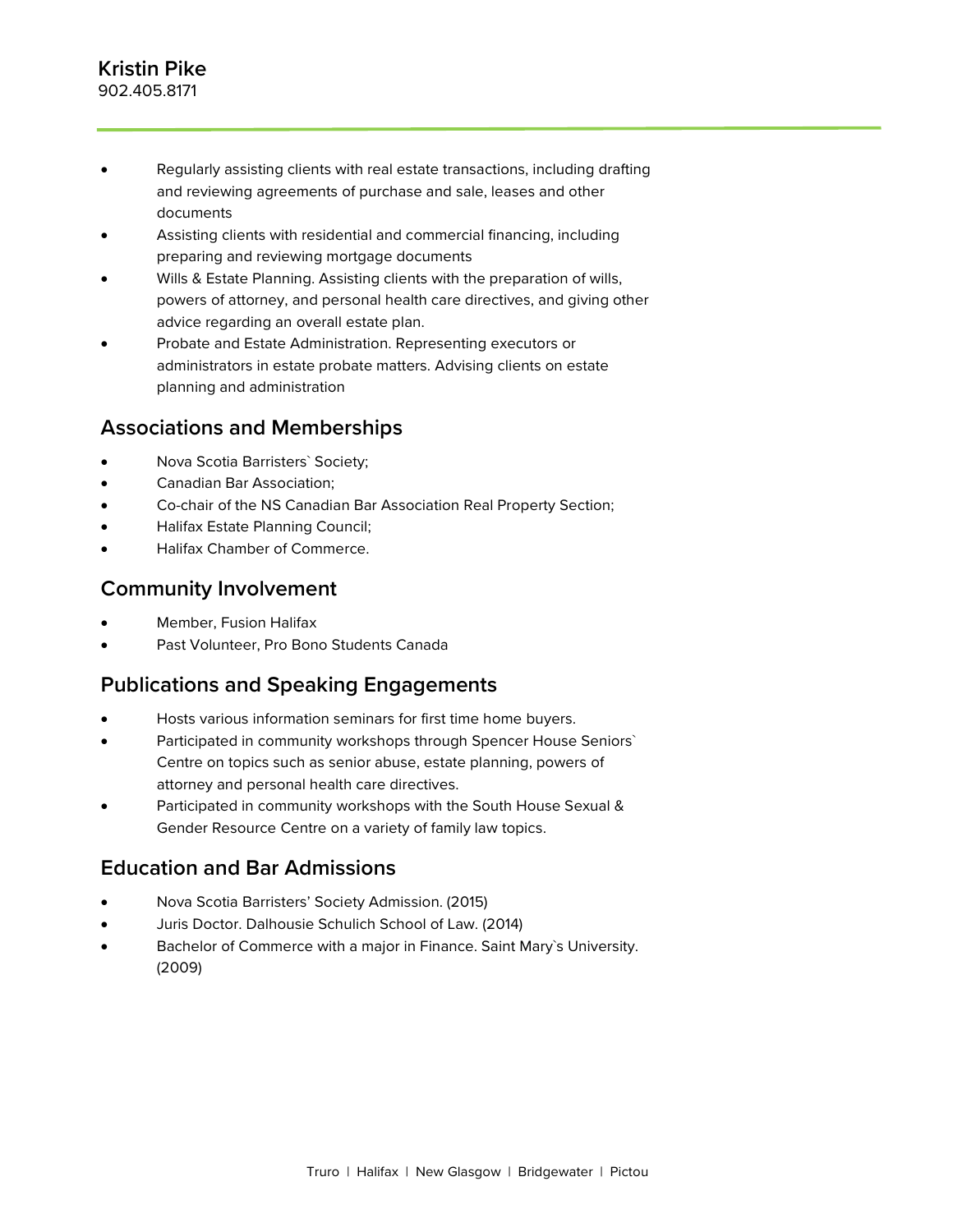- Regularly assisting clients with real estate transactions, including drafting and reviewing agreements of purchase and sale, leases and other documents
- Assisting clients with residential and commercial financing, including preparing and reviewing mortgage documents
- Wills & Estate Planning. Assisting clients with the preparation of wills, powers of attorney, and personal health care directives, and giving other advice regarding an overall estate plan.
- Probate and Estate Administration. Representing executors or administrators in estate probate matters. Advising clients on estate planning and administration

## Associations and Memberships

- Nova Scotia Barristers` Society;
- Canadian Bar Association;
- Co-chair of the NS Canadian Bar Association Real Property Section;
- Halifax Estate Planning Council;
- Halifax Chamber of Commerce.

## Community Involvement

- Member, Fusion Halifax
- Past Volunteer, Pro Bono Students Canada

## Publications and Speaking Engagements

- Hosts various information seminars for first time home buyers.
- Participated in community workshops through Spencer House Seniors` Centre on topics such as senior abuse, estate planning, powers of attorney and personal health care directives.
- Participated in community workshops with the South House Sexual & Gender Resource Centre on a variety of family law topics.

## Education and Bar Admissions

- Nova Scotia Barristers' Society Admission. (2015)
- Juris Doctor. Dalhousie Schulich School of Law. (2014)
- Bachelor of Commerce with a major in Finance. Saint Mary`s University. (2009)